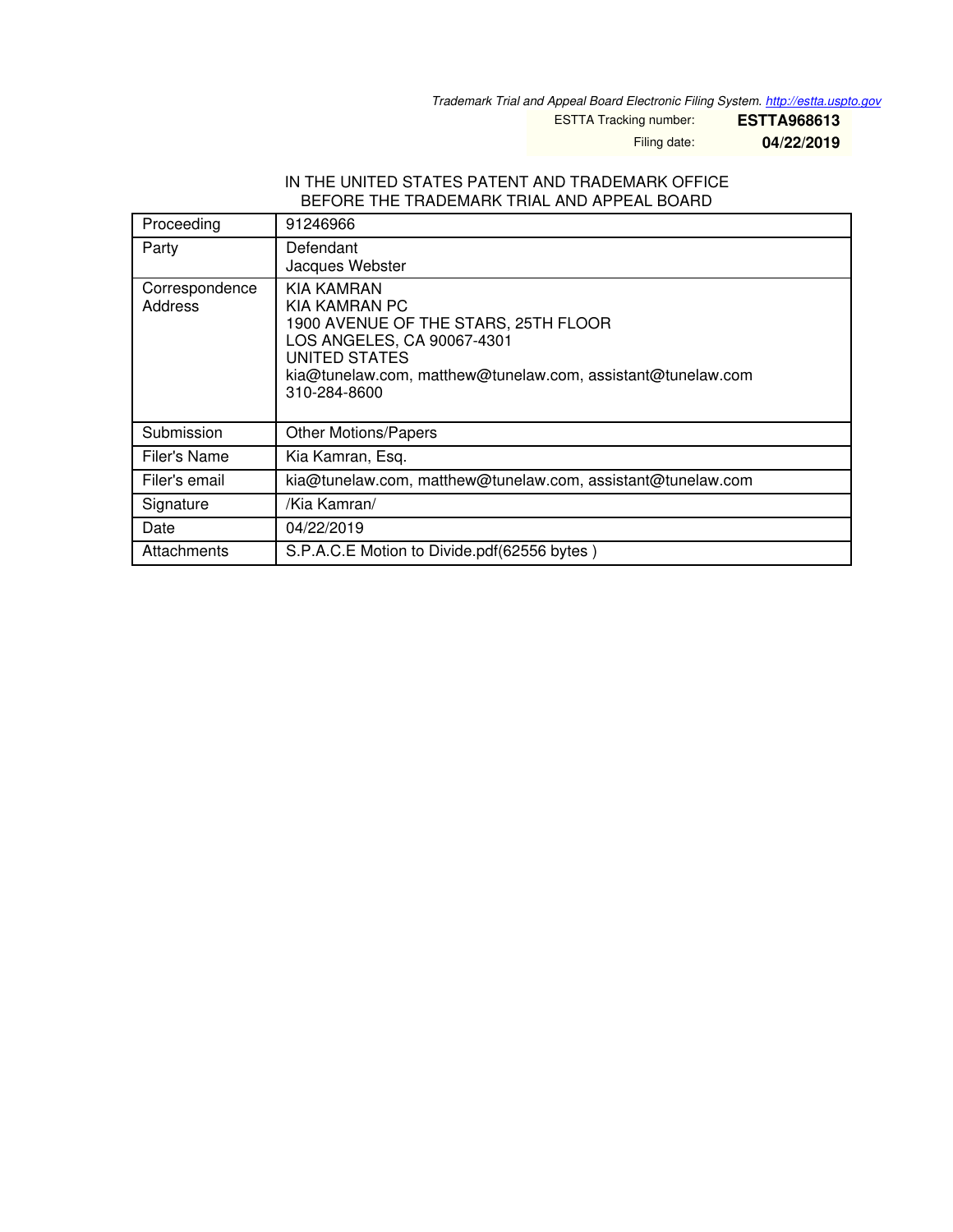*Trademark Trial and Appeal Board Electronic Filing System. http://estta.uspto.gov*

ESTTA Tracking number: **ESTTA968613**

Filing date: **04/22/2019**

IN THE UNITED STATES PATENT AND TRADEMARK OFFICE
BEFORE THE TRADEMARK TRIAL AND APPEAL BOARD

| | |
|---|---|
| Proceeding | 91246966 |
| Party | Defendant<br>Jacques Webster |
| Correspondence Address | KIA KAMRAN<br>KIA KAMRAN PC<br>1900 AVENUE OF THE STARS, 25TH FLOOR<br>LOS ANGELES, CA 90067-4301<br>UNITED STATES<br>kia@tunelaw.com, matthew@tunelaw.com, assistant@tunelaw.com<br>310-284-8600 |
| Submission | Other Motions/Papers |
| Filer's Name | Kia Kamran, Esq. |
| Filer's email | kia@tunelaw.com, matthew@tunelaw.com, assistant@tunelaw.com |
| Signature | /Kia Kamran/ |
| Date | 04/22/2019 |
| Attachments | S.P.A.C.E Motion to Divide.pdf(62556 bytes ) |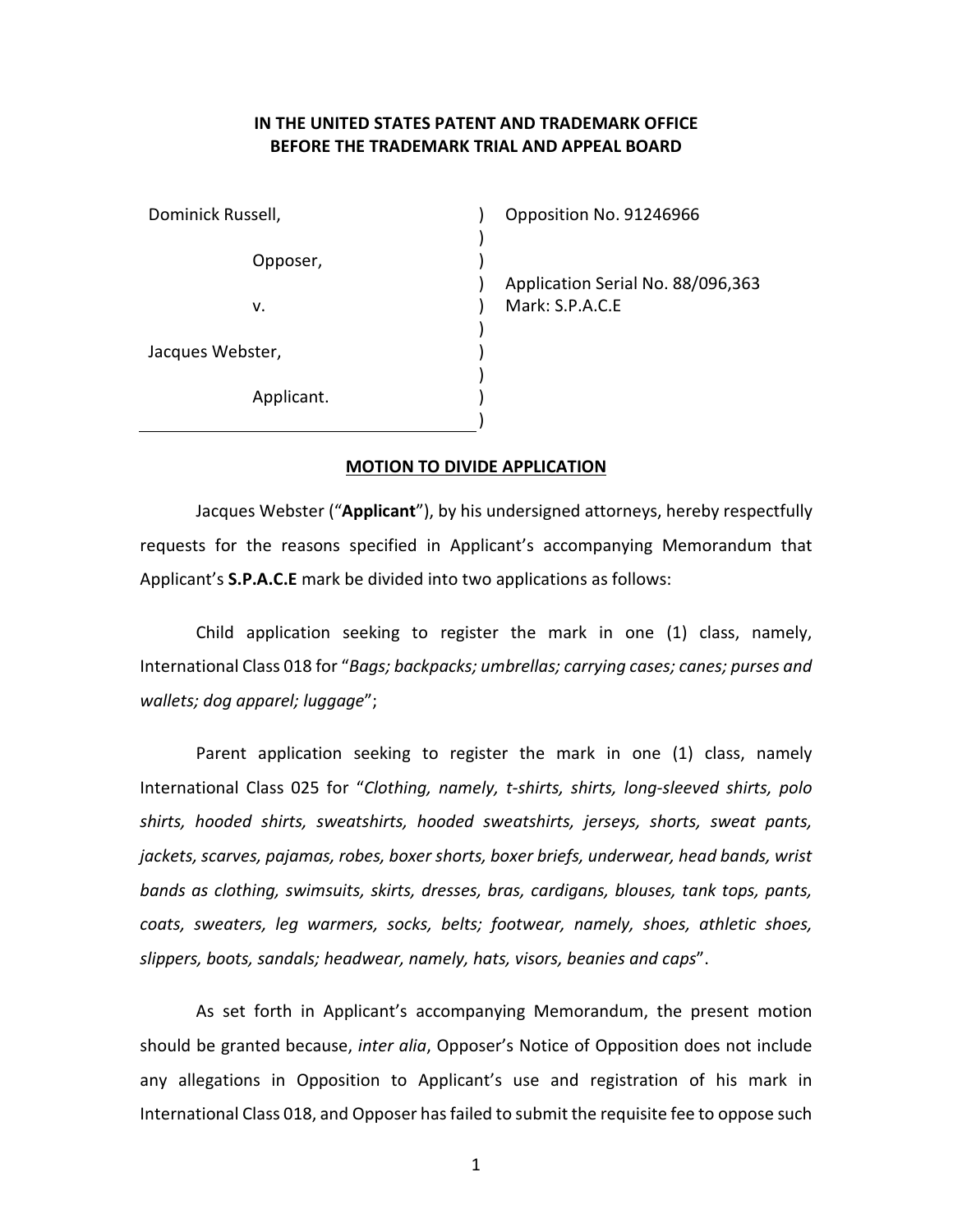**IN THE UNITED STATES PATENT AND TRADEMARK OFFICE**
**BEFORE THE TRADEMARK TRIAL AND APPEAL BOARD**

| | | |
|---|---|---|
| Dominick Russell, | ) | Opposition No. 91246966 |
| | ) | |
| Opposer, | ) | |
| | ) | Application Serial No. 88/096,363 |
| v. | ) | Mark: S.P.A.C.E |
| | ) | |
| Jacques Webster, | ) | |
| | ) | |
| Applicant. | ) | |
| | ) | |

## MOTION TO DIVIDE APPLICATION

Jacques Webster ("**Applicant**"), by his undersigned attorneys, hereby respectfully requests for the reasons specified in Applicant's accompanying Memorandum that Applicant's **S.P.A.C.E** mark be divided into two applications as follows:

Child application seeking to register the mark in one (1) class, namely, International Class 018 for "*Bags; backpacks; umbrellas; carrying cases; canes; purses and wallets; dog apparel; luggage*";

Parent application seeking to register the mark in one (1) class, namely International Class 025 for "*Clothing, namely, t-shirts, shirts, long-sleeved shirts, polo shirts, hooded shirts, sweatshirts, hooded sweatshirts, jerseys, shorts, sweat pants, jackets, scarves, pajamas, robes, boxer shorts, boxer briefs, underwear, head bands, wrist bands as clothing, swimsuits, skirts, dresses, bras, cardigans, blouses, tank tops, pants, coats, sweaters, leg warmers, socks, belts; footwear, namely, shoes, athletic shoes, slippers, boots, sandals; headwear, namely, hats, visors, beanies and caps*".

As set forth in Applicant's accompanying Memorandum, the present motion should be granted because, *inter alia*, Opposer's Notice of Opposition does not include any allegations in Opposition to Applicant's use and registration of his mark in International Class 018, and Opposer has failed to submit the requisite fee to oppose such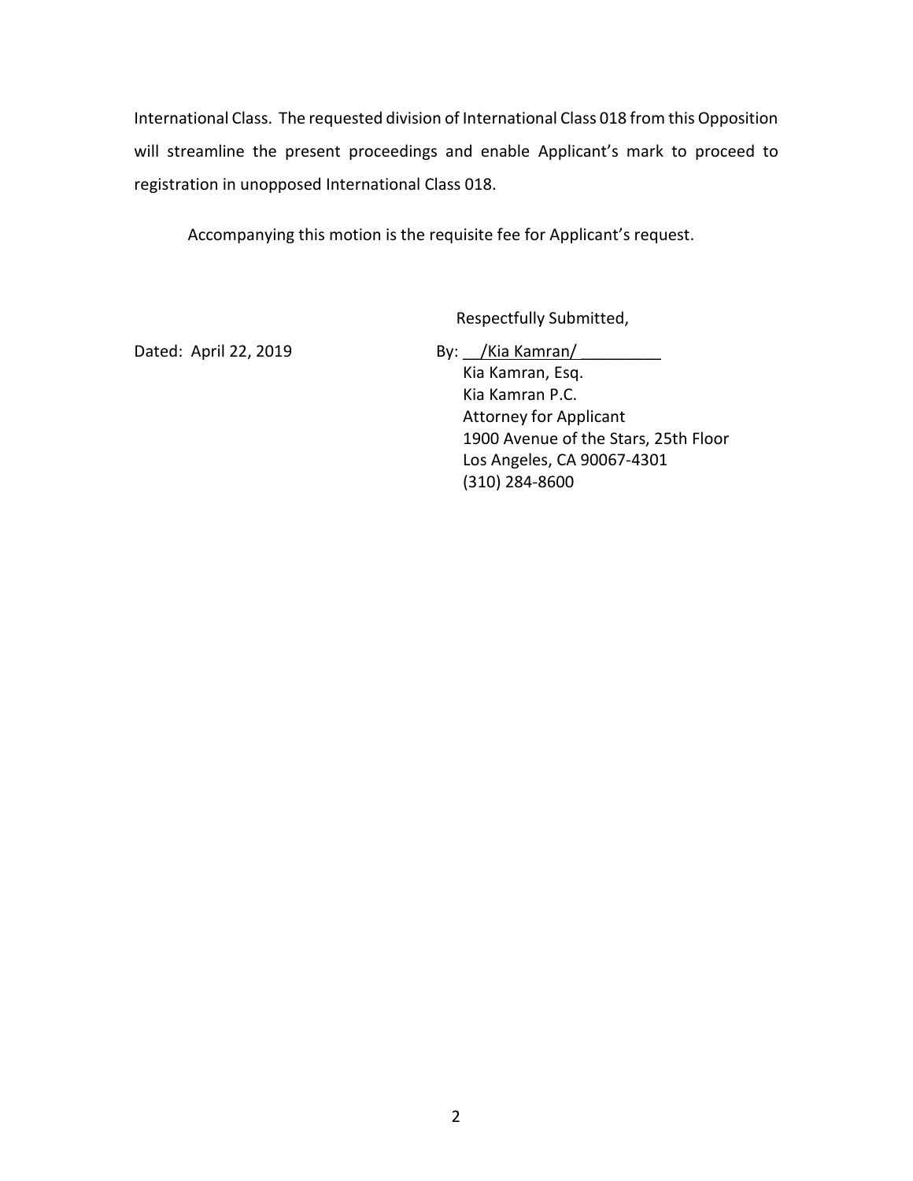International Class. The requested division of International Class 018 from this Opposition will streamline the present proceedings and enable Applicant's mark to proceed to registration in unopposed International Class 018.

Accompanying this motion is the requisite fee for Applicant's request.

Respectfully Submitted,

Dated: April 22, 2019

By: /Kia Kamran/

Kia Kamran, Esq.
Kia Kamran P.C.
Attorney for Applicant
1900 Avenue of the Stars, 25th Floor
Los Angeles, CA 90067-4301
(310) 284-8600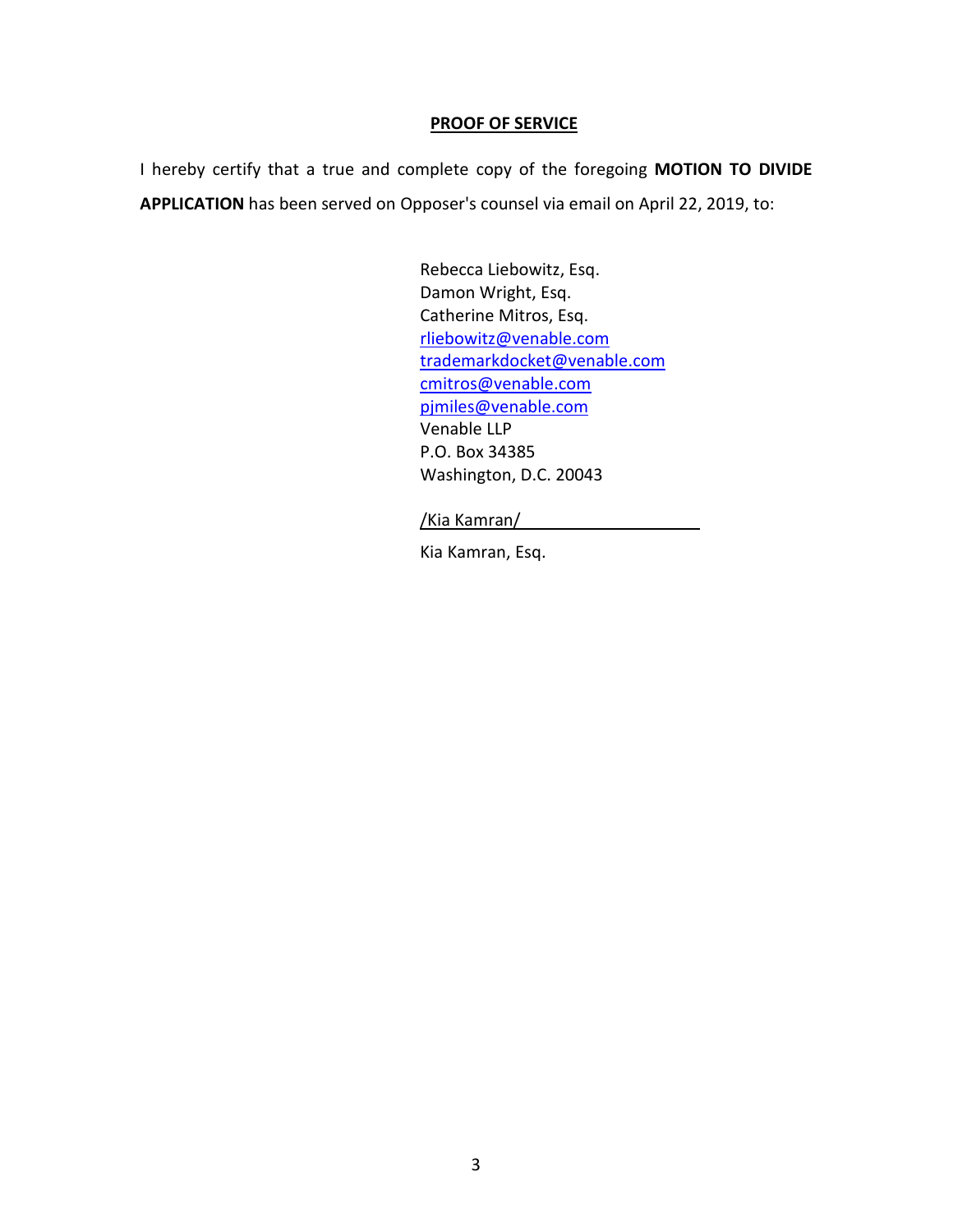## PROOF OF SERVICE

I hereby certify that a true and complete copy of the foregoing **MOTION TO DIVIDE APPLICATION** has been served on Opposer's counsel via email on April 22, 2019, to:

Rebecca Liebowitz, Esq.
Damon Wright, Esq.
Catherine Mitros, Esq.
rliebowitz@venable.com
trademarkdocket@venable.com
cmitros@venable.com
pjmiles@venable.com
Venable LLP
P.O. Box 34385
Washington, D.C. 20043

/Kia Kamran/

Kia Kamran, Esq.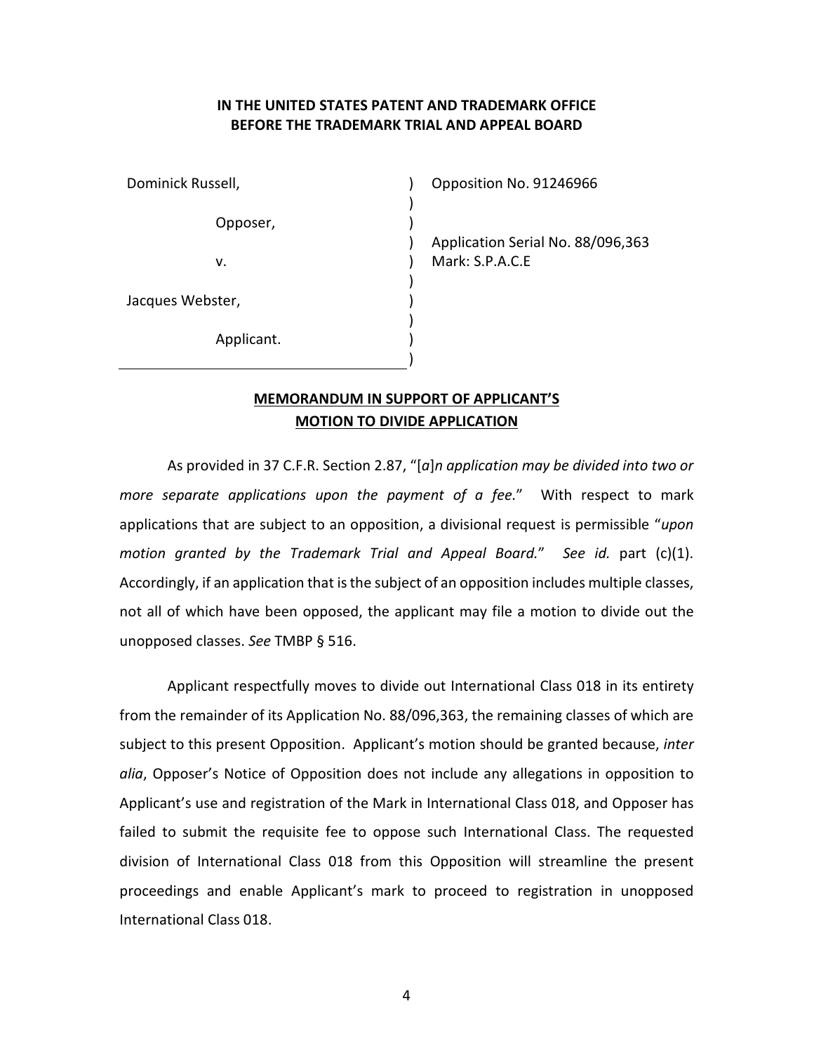**IN THE UNITED STATES PATENT AND TRADEMARK OFFICE**
**BEFORE THE TRADEMARK TRIAL AND APPEAL BOARD**

| | | |
|---|---|---|
| Dominick Russell, | ) | Opposition No. 91246966 |
| | ) | |
| Opposer, | ) | |
| | ) | Application Serial No. 88/096,363 |
| v. | ) | Mark: S.P.A.C.E |
| | ) | |
| Jacques Webster, | ) | |
| | ) | |
| Applicant. | ) | |
| | ) | |

**MEMORANDUM IN SUPPORT OF APPLICANT'S MOTION TO DIVIDE APPLICATION**

As provided in 37 C.F.R. Section 2.87, "[*a*]*n application may be divided into two or more separate applications upon the payment of a fee.*" With respect to mark applications that are subject to an opposition, a divisional request is permissible "*upon motion granted by the Trademark Trial and Appeal Board.*" *See id.* part (c)(1). Accordingly, if an application that is the subject of an opposition includes multiple classes, not all of which have been opposed, the applicant may file a motion to divide out the unopposed classes. *See* TMBP § 516.

Applicant respectfully moves to divide out International Class 018 in its entirety from the remainder of its Application No. 88/096,363, the remaining classes of which are subject to this present Opposition. Applicant's motion should be granted because, *inter alia*, Opposer's Notice of Opposition does not include any allegations in opposition to Applicant's use and registration of the Mark in International Class 018, and Opposer has failed to submit the requisite fee to oppose such International Class. The requested division of International Class 018 from this Opposition will streamline the present proceedings and enable Applicant's mark to proceed to registration in unopposed International Class 018.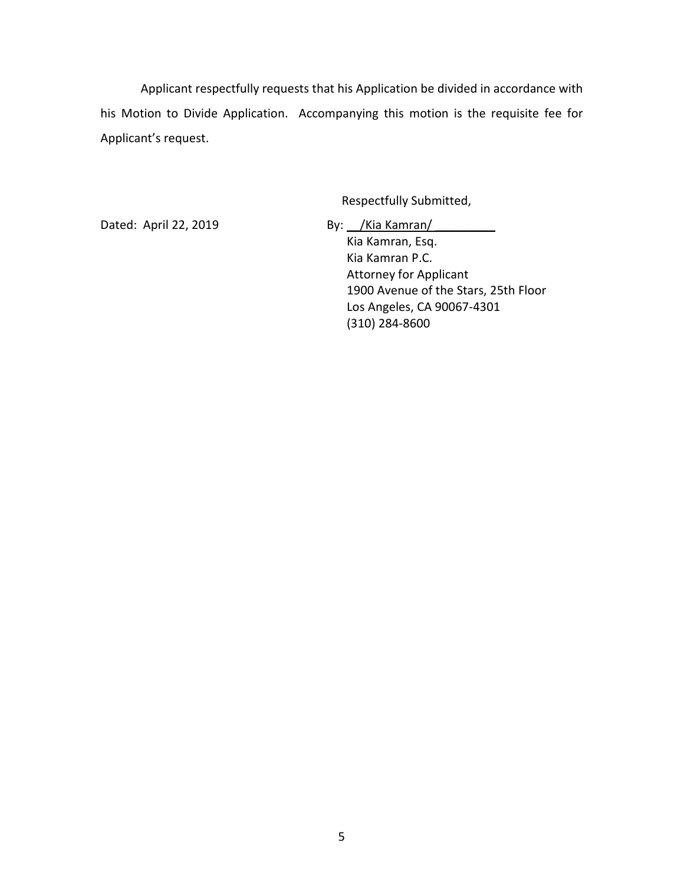Applicant respectfully requests that his Application be divided in accordance with his Motion to Divide Application. Accompanying this motion is the requisite fee for Applicant's request.

Respectfully Submitted,

Dated: April 22, 2019

By: /Kia Kamran/
Kia Kamran, Esq.
Kia Kamran P.C.
Attorney for Applicant
1900 Avenue of the Stars, 25th Floor
Los Angeles, CA 90067-4301
(310) 284-8600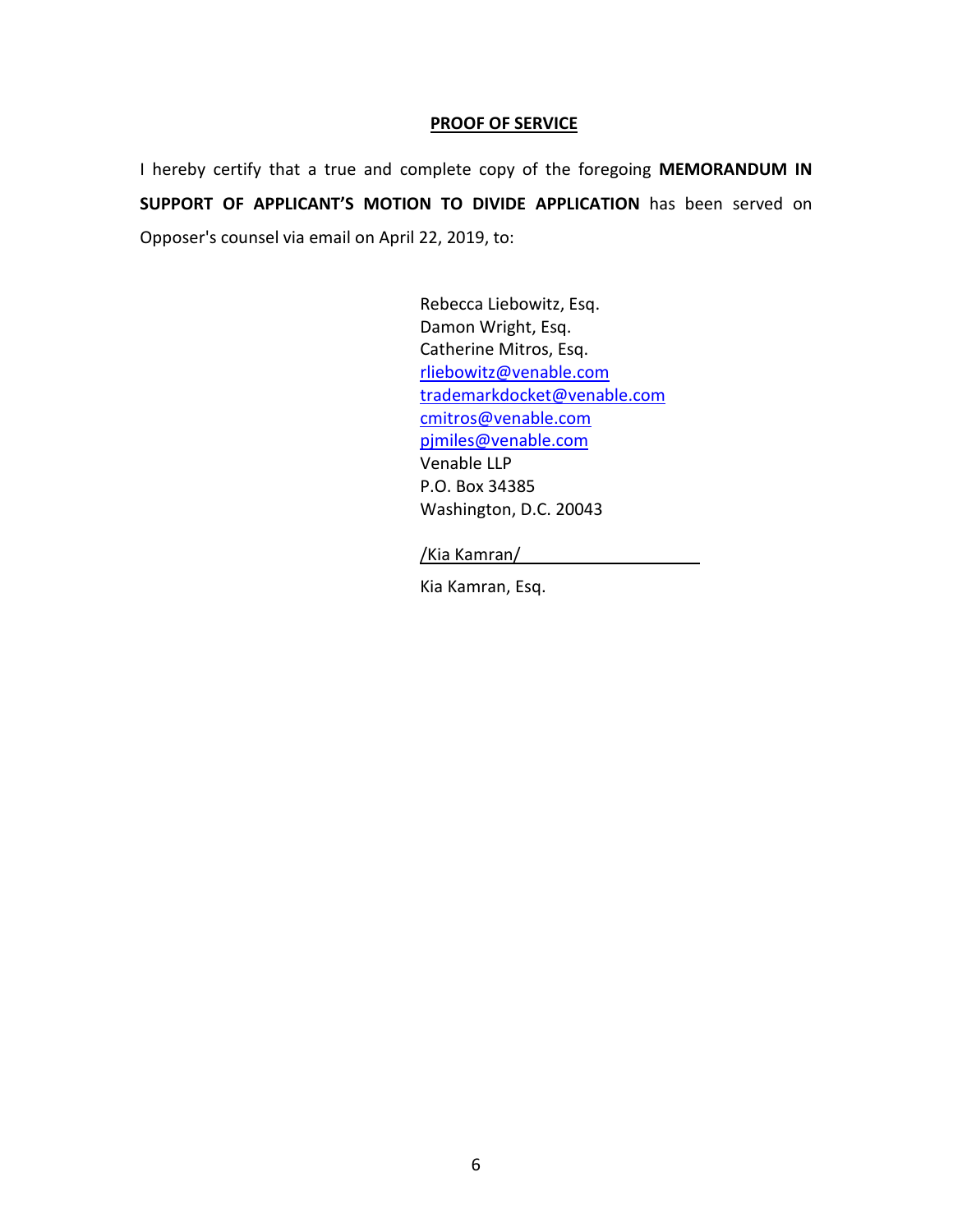## PROOF OF SERVICE

I hereby certify that a true and complete copy of the foregoing **MEMORANDUM IN SUPPORT OF APPLICANT'S MOTION TO DIVIDE APPLICATION** has been served on Opposer's counsel via email on April 22, 2019, to:

Rebecca Liebowitz, Esq.
Damon Wright, Esq.
Catherine Mitros, Esq.
rliebowitz@venable.com
trademarkdocket@venable.com
cmitros@venable.com
pjmiles@venable.com
Venable LLP
P.O. Box 34385
Washington, D.C. 20043

/Kia Kamran/

Kia Kamran, Esq.